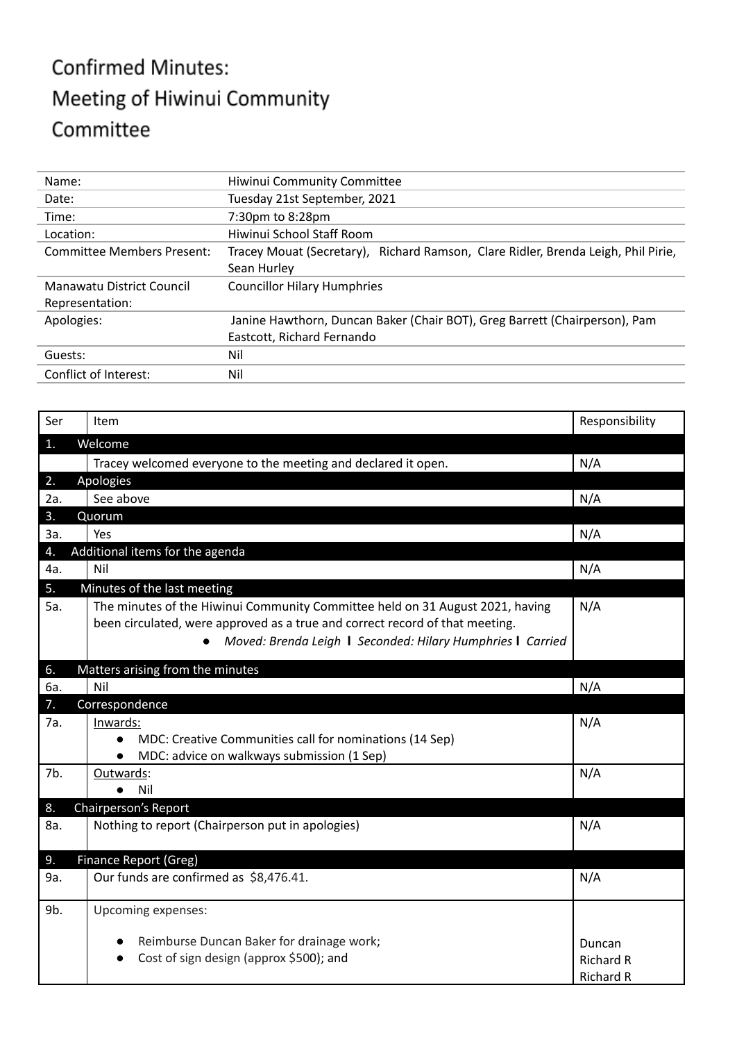# Confirmed Minutes: Meeting of Hiwinui Community Committee

| Name: | Hiwinui Community Committee |
|---|---|
| Date: | Tuesday 21st September, 2021 |
| Time: | 7:30pm to 8:28pm |
| Location: | Hiwinui School Staff Room |
| Committee Members Present: | Tracey Mouat (Secretary), Richard Ramson, Clare Ridler, Brenda Leigh, Phil Pirie, Sean Hurley |
| Manawatu District Council Representation: | Councillor Hilary Humphries |
| Apologies: | Janine Hawthorn, Duncan Baker (Chair BOT), Greg Barrett (Chairperson), Pam Eastcott, Richard Fernando |
| Guests: | Nil |
| Conflict of Interest: | Nil |

| Ser | Item | Responsibility |
|---|---|---|
| **1.** | **Welcome** | |
| | Tracey welcomed everyone to the meeting and declared it open. | N/A |
| **2.** | **Apologies** | |
| 2a. | See above | N/A |
| **3.** | **Quorum** | |
| 3a. | Yes | N/A |
| **4.** | **Additional items for the agenda** | |
| 4a. | Nil | N/A |
| **5.** | **Minutes of the last meeting** | |
| 5a. | The minutes of the Hiwinui Community Committee held on 31 August 2021, having been circulated, were approved as a true and correct record of that meeting. <br>• *Moved: Brenda Leigh* **I** *Seconded: Hilary Humphries* **I** *Carried* | N/A |
| **6.** | **Matters arising from the minutes** | |
| 6a. | Nil | N/A |
| **7.** | **Correspondence** | |
| 7a. | Inwards: <br>• MDC: Creative Communities call for nominations (14 Sep) <br>• MDC: advice on walkways submission (1 Sep) | N/A |
| 7b. | Outwards: <br>• Nil | N/A |
| **8.** | **Chairperson's Report** | |
| 8a. | Nothing to report (Chairperson put in apologies) | N/A |
| **9.** | **Finance Report (Greg)** | |
| 9a. | Our funds are confirmed as $8,476.41. | N/A |
| 9b. | Upcoming expenses: <br>• Reimburse Duncan Baker for drainage work; <br>• Cost of sign design (approx $500); and | Duncan <br>Richard R <br>Richard R |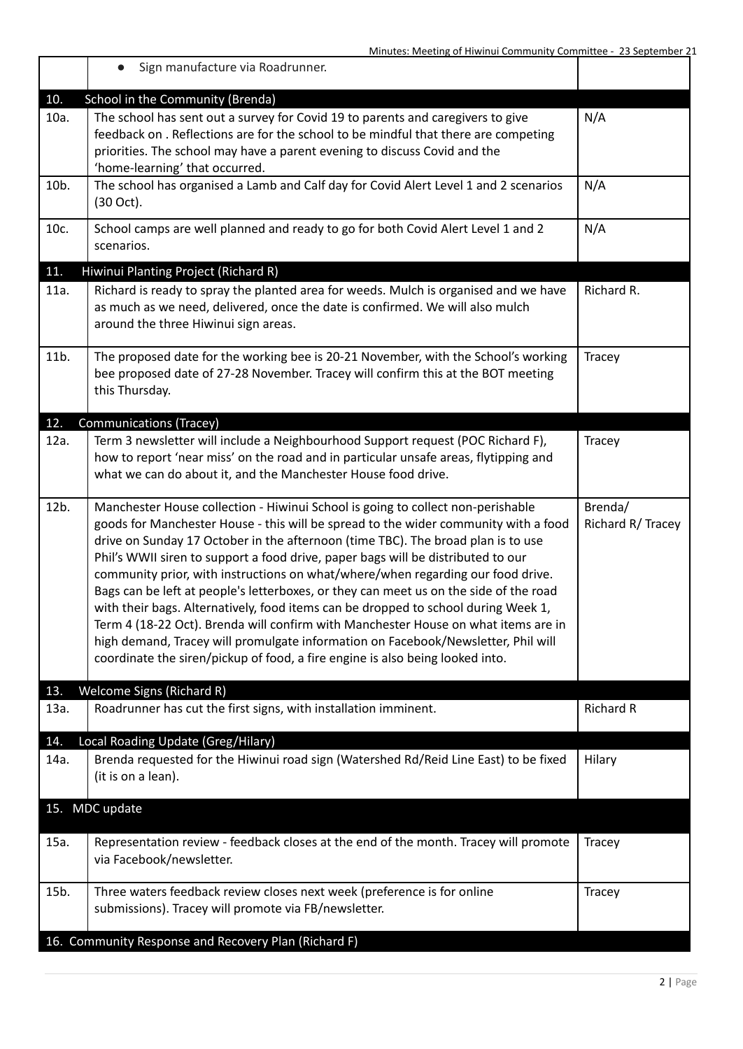| | | |
|---|---|---|
| | • Sign manufacture via Roadrunner. | |
| **10.** | **School in the Community (Brenda)** | |
| 10a. | The school has sent out a survey for Covid 19 to parents and caregivers to give feedback on . Reflections are for the school to be mindful that there are competing priorities. The school may have a parent evening to discuss Covid and the 'home-learning' that occurred. | N/A |
| 10b. | The school has organised a Lamb and Calf day for Covid Alert Level 1 and 2 scenarios (30 Oct). | N/A |
| 10c. | School camps are well planned and ready to go for both Covid Alert Level 1 and 2 scenarios. | N/A |
| **11.** | **Hiwinui Planting Project (Richard R)** | |
| 11a. | Richard is ready to spray the planted area for weeds. Mulch is organised and we have as much as we need, delivered, once the date is confirmed. We will also mulch around the three Hiwinui sign areas. | Richard R. |
| 11b. | The proposed date for the working bee is 20-21 November, with the School's working bee proposed date of 27-28 November. Tracey will confirm this at the BOT meeting this Thursday. | Tracey |
| **12.** | **Communications (Tracey)** | |
| 12a. | Term 3 newsletter will include a Neighbourhood Support request (POC Richard F), how to report 'near miss' on the road and in particular unsafe areas, flytipping and what we can do about it, and the Manchester House food drive. | Tracey |
| 12b. | Manchester House collection - Hiwinui School is going to collect non-perishable goods for Manchester House - this will be spread to the wider community with a food drive on Sunday 17 October in the afternoon (time TBC). The broad plan is to use Phil's WWII siren to support a food drive, paper bags will be distributed to our community prior, with instructions on what/where/when regarding our food drive. Bags can be left at people's letterboxes, or they can meet us on the side of the road with their bags. Alternatively, food items can be dropped to school during Week 1, Term 4 (18-22 Oct). Brenda will confirm with Manchester House on what items are in high demand, Tracey will promulgate information on Facebook/Newsletter, Phil will coordinate the siren/pickup of food, a fire engine is also being looked into. | Brenda/ Richard R/ Tracey |
| **13.** | **Welcome Signs (Richard R)** | |
| 13a. | Roadrunner has cut the first signs, with installation imminent. | Richard R |
| **14.** | **Local Roading Update (Greg/Hilary)** | |
| 14a. | Brenda requested for the Hiwinui road sign (Watershed Rd/Reid Line East) to be fixed (it is on a lean). | Hilary |
| **15.** | **MDC update** | |
| 15a. | Representation review - feedback closes at the end of the month. Tracey will promote via Facebook/newsletter. | Tracey |
| 15b. | Three waters feedback review closes next week (preference is for online submissions). Tracey will promote via FB/newsletter. | Tracey |
| **16.** | **Community Response and Recovery Plan (Richard F)** | |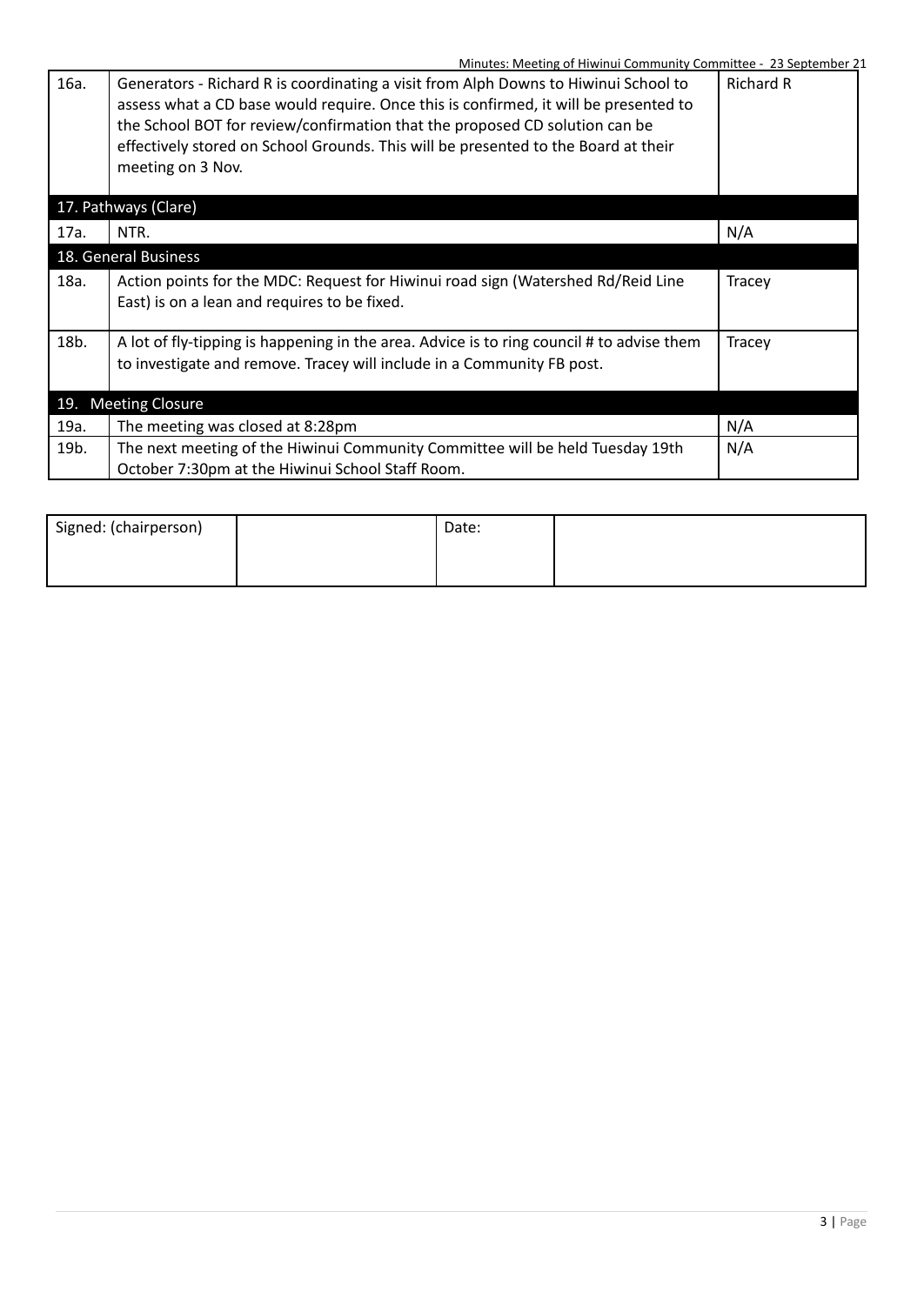| | | |
|---|---|---|
| 16a. | Generators - Richard R is coordinating a visit from Alph Downs to Hiwinui School to assess what a CD base would require. Once this is confirmed, it will be presented to the School BOT for review/confirmation that the proposed CD solution can be effectively stored on School Grounds. This will be presented to the Board at their meeting on 3 Nov. | Richard R |
| **17. Pathways (Clare)** | | |
| 17a. | NTR. | N/A |
| **18. General Business** | | |
| 18a. | Action points for the MDC: Request for Hiwinui road sign (Watershed Rd/Reid Line East) is on a lean and requires to be fixed. | Tracey |
| 18b. | A lot of fly-tipping is happening in the area. Advice is to ring council # to advise them to investigate and remove. Tracey will include in a Community FB post. | Tracey |
| **19. Meeting Closure** | | |
| 19a. | The meeting was closed at 8:28pm | N/A |
| 19b. | The next meeting of the Hiwinui Community Committee will be held Tuesday 19th October 7:30pm at the Hiwinui School Staff Room. | N/A |

| | | | |
|---|---|---|---|
| Signed: (chairperson) | | Date: | |